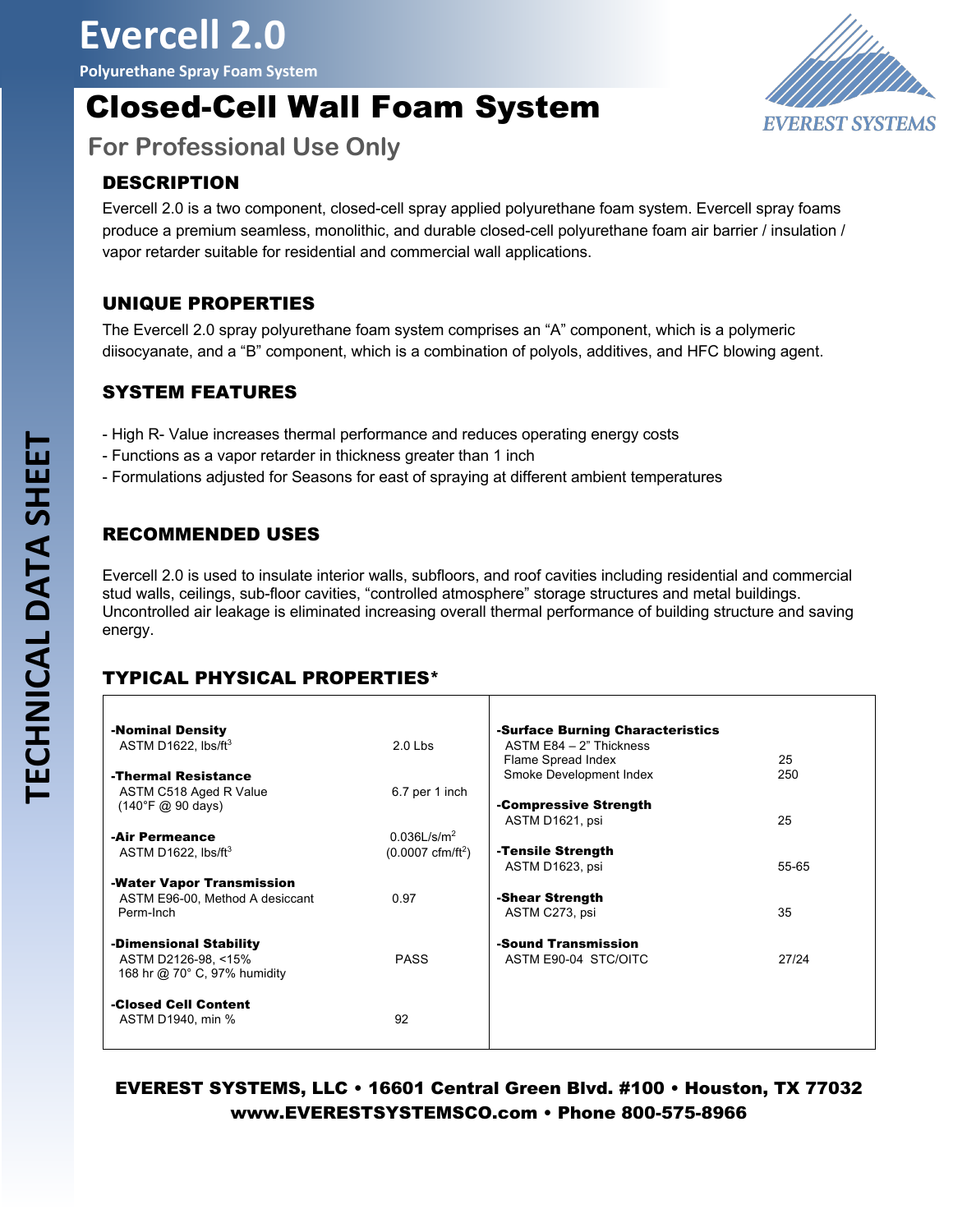# Evercell 2.0

**Polyurethane Spray Foam System**

# Closed-Cell Wall Foam System

## For Professional Use Only

EVEREST SYSTEMS

TECHNICAL DATA SHEET

### DESCRIPTION

Evercell 2.0 is a two component, closed-cell spray applied polyurethane foam system. Evercell spray foams produce a premium seamless, monolithic, and durable closed-cell polyurethane foam air barrier / insulation / vapor retarder suitable for residential and commercial wall applications.

### UNIQUE PROPERTIES

The Evercell 2.0 spray polyurethane foam system comprises an "A" component, which is a polymeric diisocyanate, and a "B" component, which is a combination of polyols, additives, and HFC blowing agent.

### SYSTEM FEATURES

- High R- Value increases thermal performance and reduces operating energy costs
- Functions as a vapor retarder in thickness greater than 1 inch
- Formulations adjusted for Seasons for east of spraying at different ambient temperatures

### RECOMMENDED USES

Evercell 2.0 is used to insulate interior walls, subfloors, and roof cavities including residential and commercial stud walls, ceilings, sub-floor cavities, "controlled atmosphere" storage structures and metal buildings. Uncontrolled air leakage is eliminated increasing overall thermal performance of building structure and saving energy.

### TYPICAL PHYSICAL PROPERTIES*

| Property | Value | Property | Value |
|---|---|---|---|
| **-Nominal Density**<br>ASTM D1622, lbs/ft$^3$ | 2.0 Lbs | **-Surface Burning Characteristics**<br>ASTM E84 – 2" Thickness<br>Flame Spread Index<br>Smoke Development Index | <br><br>25<br>250 |
| **-Thermal Resistance**<br>ASTM C518 Aged R Value<br>(140°F @ 90 days) | 6.7 per 1 inch | **-Compressive Strength**<br>ASTM D1621, psi | 25 |
| **-Air Permeance**<br>ASTM D1622, lbs/ft$^3$ | 0.036L/s/m$^2$<br>(0.0007 cfm/ft$^2$) | **-Tensile Strength**<br>ASTM D1623, psi | 55-65 |
| **-Water Vapor Transmission**<br>ASTM E96-00, Method A desiccant<br>Perm-Inch | 0.97 | **-Shear Strength**<br>ASTM C273, psi | 35 |
| **-Dimensional Stability**<br>ASTM D2126-98, <15%<br>168 hr @ 70° C, 97% humidity | PASS | **-Sound Transmission**<br>ASTM E90-04 STC/OITC | 27/24 |
| **-Closed Cell Content**<br>ASTM D1940, min % | 92 | | |

**EVEREST SYSTEMS, LLC • 16601 Central Green Blvd. #100 • Houston, TX 77032**
**www.EVERESTSYSTEMSCO.com • Phone 800-575-8966**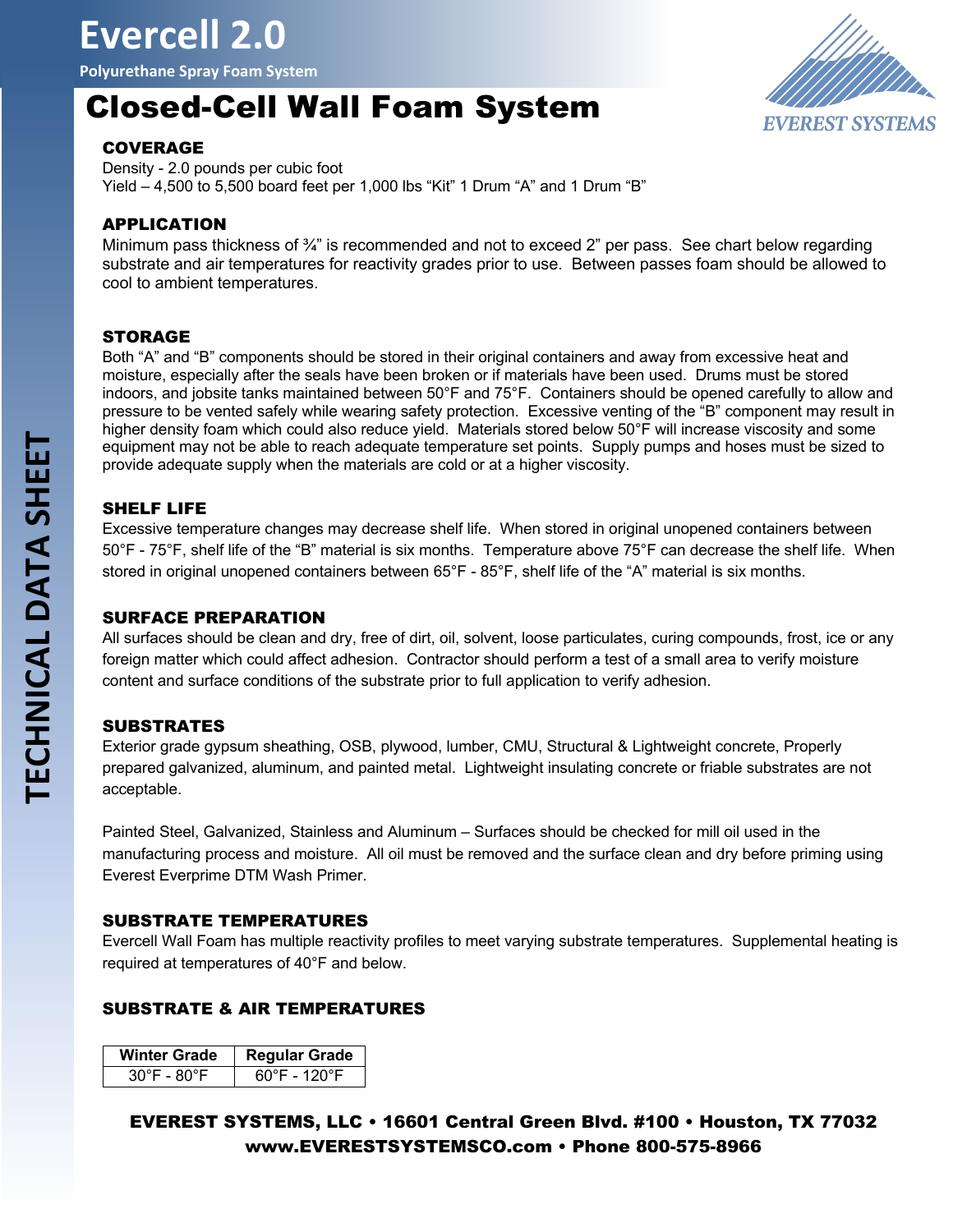# Evercell 2.0

**Polyurethane Spray Foam System**

## Closed-Cell Wall Foam System

### COVERAGE

Density - 2.0 pounds per cubic foot
Yield – 4,500 to 5,500 board feet per 1,000 lbs "Kit" 1 Drum "A" and 1 Drum "B"

### APPLICATION

Minimum pass thickness of ¾" is recommended and not to exceed 2" per pass. See chart below regarding substrate and air temperatures for reactivity grades prior to use. Between passes foam should be allowed to cool to ambient temperatures.

### STORAGE

Both "A" and "B" components should be stored in their original containers and away from excessive heat and moisture, especially after the seals have been broken or if materials have been used. Drums must be stored indoors, and jobsite tanks maintained between 50°F and 75°F. Containers should be opened carefully to allow and pressure to be vented safely while wearing safety protection. Excessive venting of the "B" component may result in higher density foam which could also reduce yield. Materials stored below 50°F will increase viscosity and some equipment may not be able to reach adequate temperature set points. Supply pumps and hoses must be sized to provide adequate supply when the materials are cold or at a higher viscosity.

### SHELF LIFE

Excessive temperature changes may decrease shelf life. When stored in original unopened containers between 50°F - 75°F, shelf life of the "B" material is six months. Temperature above 75°F can decrease the shelf life. When stored in original unopened containers between 65°F - 85°F, shelf life of the "A" material is six months.

### SURFACE PREPARATION

All surfaces should be clean and dry, free of dirt, oil, solvent, loose particulates, curing compounds, frost, ice or any foreign matter which could affect adhesion. Contractor should perform a test of a small area to verify moisture content and surface conditions of the substrate prior to full application to verify adhesion.

### SUBSTRATES

Exterior grade gypsum sheathing, OSB, plywood, lumber, CMU, Structural & Lightweight concrete, Properly prepared galvanized, aluminum, and painted metal. Lightweight insulating concrete or friable substrates are not acceptable.

Painted Steel, Galvanized, Stainless and Aluminum – Surfaces should be checked for mill oil used in the manufacturing process and moisture. All oil must be removed and the surface clean and dry before priming using Everest Everprime DTM Wash Primer.

### SUBSTRATE TEMPERATURES

Evercell Wall Foam has multiple reactivity profiles to meet varying substrate temperatures. Supplemental heating is required at temperatures of 40°F and below.

### SUBSTRATE & AIR TEMPERATURES

| Winter Grade | Regular Grade |
| --- | --- |
| 30°F - 80°F | 60°F - 120°F |

**EVEREST SYSTEMS, LLC • 16601 Central Green Blvd. #100 • Houston, TX 77032**
**www.EVERESTSYSTEMSCO.com • Phone 800-575-8966**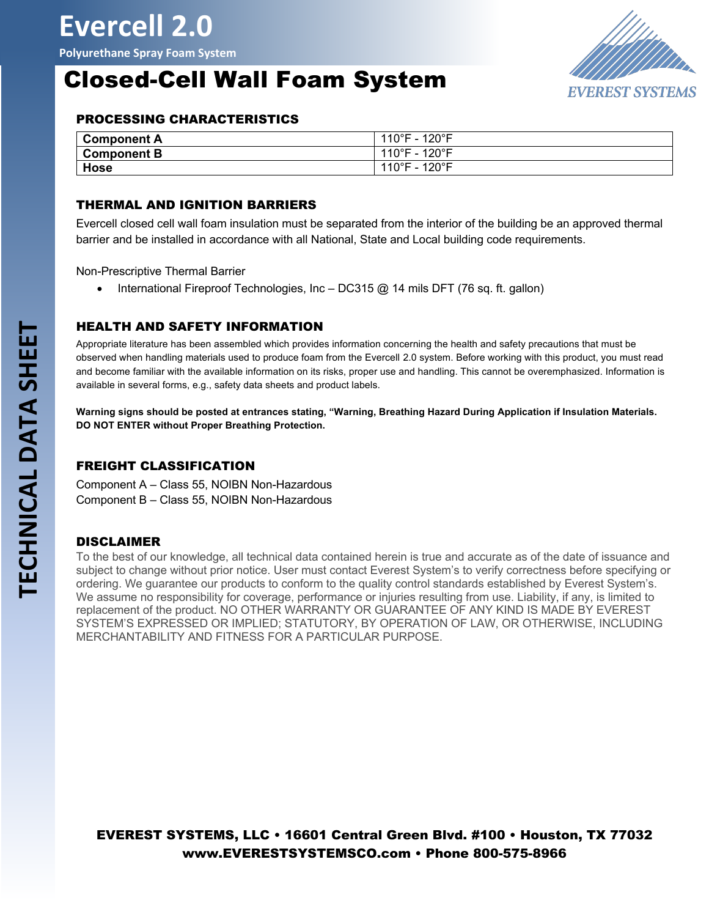# Evercell 2.0

Polyurethane Spray Foam System

# Closed-Cell Wall Foam System

EVEREST SYSTEMS

TECHNICAL DATA SHEET

## PROCESSING CHARACTERISTICS

| | |
|---|---|
| **Component A** | 110°F - 120°F |
| **Component B** | 110°F - 120°F |
| **Hose** | 110°F - 120°F |

## THERMAL AND IGNITION BARRIERS

Evercell closed cell wall foam insulation must be separated from the interior of the building be an approved thermal barrier and be installed in accordance with all National, State and Local building code requirements.

Non-Prescriptive Thermal Barrier

- International Fireproof Technologies, Inc – DC315 @ 14 mils DFT (76 sq. ft. gallon)

## HEALTH AND SAFETY INFORMATION

Appropriate literature has been assembled which provides information concerning the health and safety precautions that must be observed when handling materials used to produce foam from the Evercell 2.0 system. Before working with this product, you must read and become familiar with the available information on its risks, proper use and handling. This cannot be overemphasized. Information is available in several forms, e.g., safety data sheets and product labels.

**Warning signs should be posted at entrances stating, "Warning, Breathing Hazard During Application if Insulation Materials. DO NOT ENTER without Proper Breathing Protection.**

## FREIGHT CLASSIFICATION

Component A – Class 55, NOIBN Non-Hazardous
Component B – Class 55, NOIBN Non-Hazardous

## DISCLAIMER

To the best of our knowledge, all technical data contained herein is true and accurate as of the date of issuance and subject to change without prior notice. User must contact Everest System's to verify correctness before specifying or ordering. We guarantee our products to conform to the quality control standards established by Everest System's. We assume no responsibility for coverage, performance or injuries resulting from use. Liability, if any, is limited to replacement of the product. NO OTHER WARRANTY OR GUARANTEE OF ANY KIND IS MADE BY EVEREST SYSTEM'S EXPRESSED OR IMPLIED; STATUTORY, BY OPERATION OF LAW, OR OTHERWISE, INCLUDING MERCHANTABILITY AND FITNESS FOR A PARTICULAR PURPOSE.

**EVEREST SYSTEMS, LLC • 16601 Central Green Blvd. #100 • Houston, TX 77032**
**www.EVERESTSYSTEMSCO.com • Phone 800-575-8966**